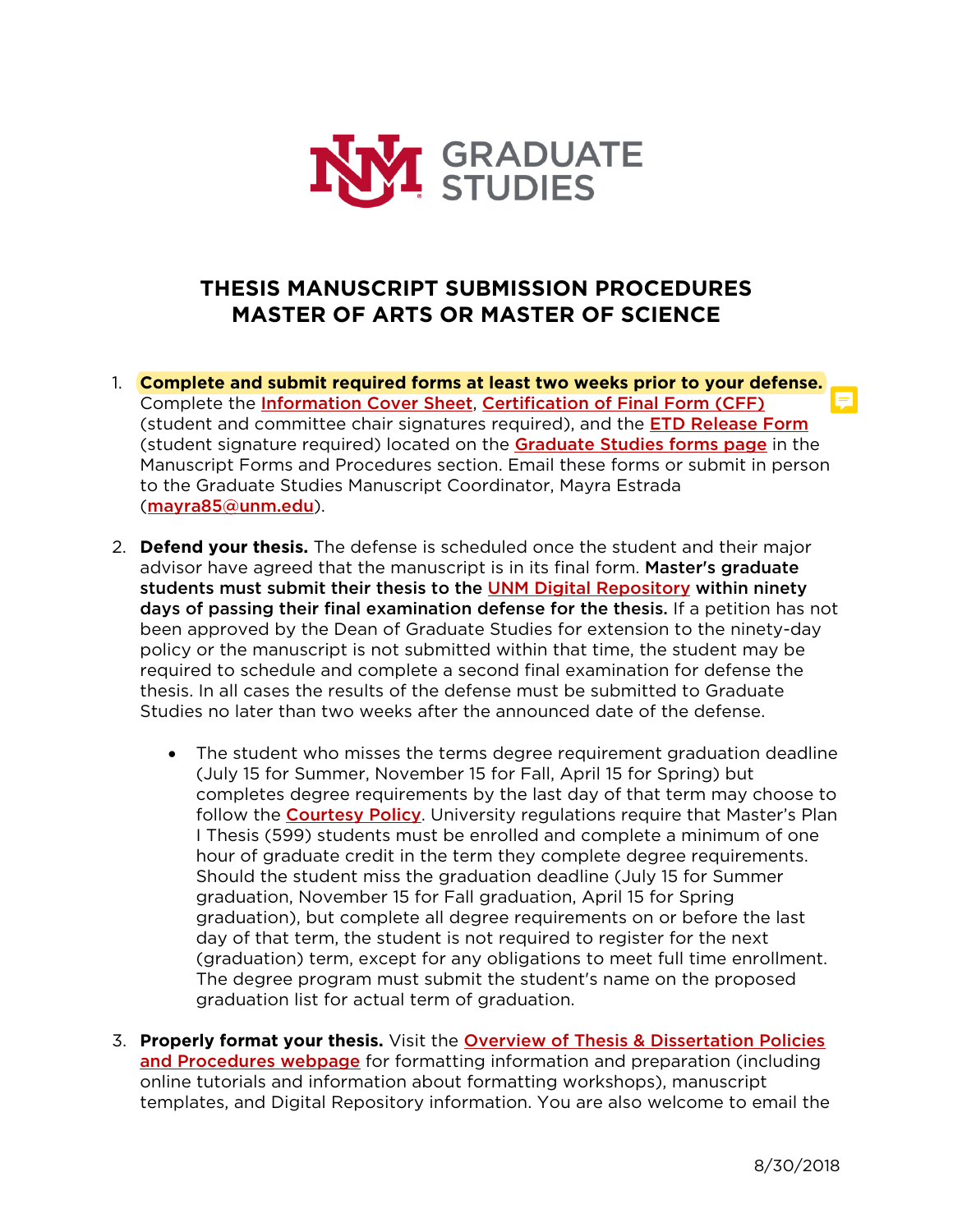# THESIS MANUSCRIPT SUBMISSION PROCEDURES
# MASTER OF ARTS OR MASTER OF SCIENCE

1. **Complete and submit required forms at least two weeks prior to your defense.** Complete the Information Cover Sheet, Certification of Final Form (CFF) (student and committee chair signatures required), and the ETD Release Form (student signature required) located on the Graduate Studies forms page in the Manuscript Forms and Procedures section. Email these forms or submit in person to the Graduate Studies Manuscript Coordinator, Mayra Estrada (mayra85@unm.edu).

2. **Defend your thesis.** The defense is scheduled once the student and their major advisor have agreed that the manuscript is in its final form. **Master's graduate students must submit their thesis to the UNM Digital Repository within ninety days of passing their final examination defense for the thesis.** If a petition has not been approved by the Dean of Graduate Studies for extension to the ninety-day policy or the manuscript is not submitted within that time, the student may be required to schedule and complete a second final examination for defense the thesis. In all cases the results of the defense must be submitted to Graduate Studies no later than two weeks after the announced date of the defense.

   - The student who misses the terms degree requirement graduation deadline (July 15 for Summer, November 15 for Fall, April 15 for Spring) but completes degree requirements by the last day of that term may choose to follow the Courtesy Policy. University regulations require that Master's Plan I Thesis (599) students must be enrolled and complete a minimum of one hour of graduate credit in the term they complete degree requirements. Should the student miss the graduation deadline (July 15 for Summer graduation, November 15 for Fall graduation, April 15 for Spring graduation), but complete all degree requirements on or before the last day of that term, the student is not required to register for the next (graduation) term, except for any obligations to meet full time enrollment. The degree program must submit the student's name on the proposed graduation list for actual term of graduation.

3. **Properly format your thesis.** Visit the Overview of Thesis & Dissertation Policies and Procedures webpage for formatting information and preparation (including online tutorials and information about formatting workshops), manuscript templates, and Digital Repository information. You are also welcome to email the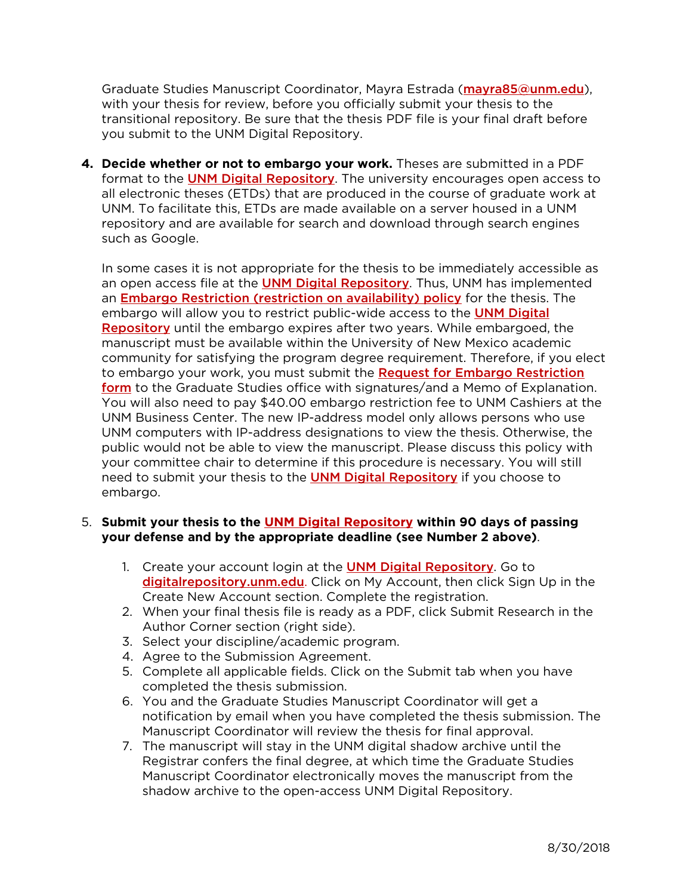Graduate Studies Manuscript Coordinator, Mayra Estrada (**mayra85@unm.edu**), with your thesis for review, before you officially submit your thesis to the transitional repository. Be sure that the thesis PDF file is your final draft before you submit to the UNM Digital Repository.

4. **Decide whether or not to embargo your work.** Theses are submitted in a PDF format to the **UNM Digital Repository**. The university encourages open access to all electronic theses (ETDs) that are produced in the course of graduate work at UNM. To facilitate this, ETDs are made available on a server housed in a UNM repository and are available for search and download through search engines such as Google.

   In some cases it is not appropriate for the thesis to be immediately accessible as an open access file at the **UNM Digital Repository**. Thus, UNM has implemented an **Embargo Restriction (restriction on availability) policy** for the thesis. The embargo will allow you to restrict public-wide access to the **UNM Digital Repository** until the embargo expires after two years. While embargoed, the manuscript must be available within the University of New Mexico academic community for satisfying the program degree requirement. Therefore, if you elect to embargo your work, you must submit the **Request for Embargo Restriction form** to the Graduate Studies office with signatures/and a Memo of Explanation. You will also need to pay $40.00 embargo restriction fee to UNM Cashiers at the UNM Business Center. The new IP-address model only allows persons who use UNM computers with IP-address designations to view the thesis. Otherwise, the public would not be able to view the manuscript. Please discuss this policy with your committee chair to determine if this procedure is necessary. You will still need to submit your thesis to the **UNM Digital Repository** if you choose to embargo.

5. **Submit your thesis to the UNM Digital Repository within 90 days of passing your defense and by the appropriate deadline (see Number 2 above)**.

   1. Create your account login at the **UNM Digital Repository**. Go to **digitalrepository.unm.edu**. Click on My Account, then click Sign Up in the Create New Account section. Complete the registration.
   2. When your final thesis file is ready as a PDF, click Submit Research in the Author Corner section (right side).
   3. Select your discipline/academic program.
   4. Agree to the Submission Agreement.
   5. Complete all applicable fields. Click on the Submit tab when you have completed the thesis submission.
   6. You and the Graduate Studies Manuscript Coordinator will get a notification by email when you have completed the thesis submission. The Manuscript Coordinator will review the thesis for final approval.
   7. The manuscript will stay in the UNM digital shadow archive until the Registrar confers the final degree, at which time the Graduate Studies Manuscript Coordinator electronically moves the manuscript from the shadow archive to the open-access UNM Digital Repository.

8/30/2018